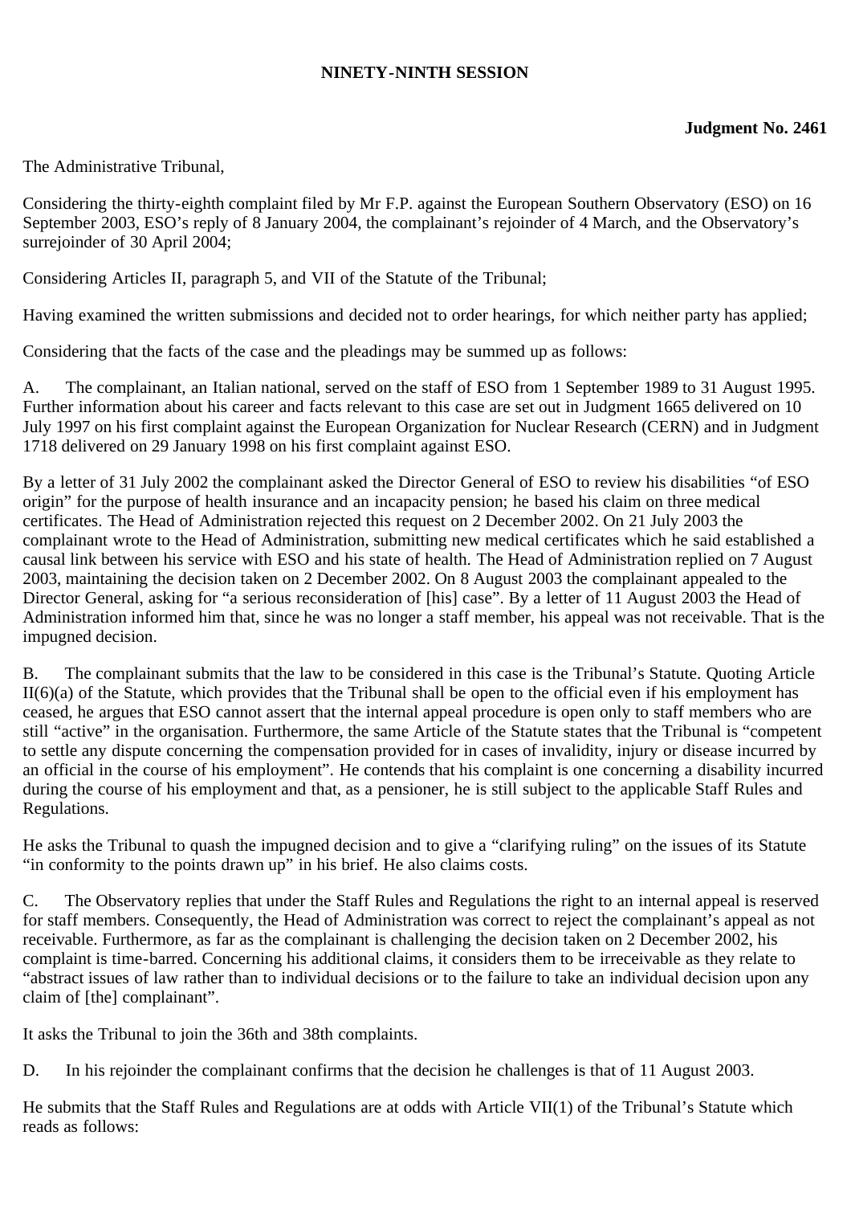**NINETY-NINTH SESSION**

**Judgment No. 2461**

The Administrative Tribunal,

Considering the thirty-eighth complaint filed by Mr F.P. against the European Southern Observatory (ESO) on 16 September 2003, ESO's reply of 8 January 2004, the complainant's rejoinder of 4 March, and the Observatory's surrejoinder of 30 April 2004;

Considering Articles II, paragraph 5, and VII of the Statute of the Tribunal;

Having examined the written submissions and decided not to order hearings, for which neither party has applied;

Considering that the facts of the case and the pleadings may be summed up as follows:

A. The complainant, an Italian national, served on the staff of ESO from 1 September 1989 to 31 August 1995. Further information about his career and facts relevant to this case are set out in Judgment 1665 delivered on 10 July 1997 on his first complaint against the European Organization for Nuclear Research (CERN) and in Judgment 1718 delivered on 29 January 1998 on his first complaint against ESO.

By a letter of 31 July 2002 the complainant asked the Director General of ESO to review his disabilities "of ESO origin" for the purpose of health insurance and an incapacity pension; he based his claim on three medical certificates. The Head of Administration rejected this request on 2 December 2002. On 21 July 2003 the complainant wrote to the Head of Administration, submitting new medical certificates which he said established a causal link between his service with ESO and his state of health. The Head of Administration replied on 7 August 2003, maintaining the decision taken on 2 December 2002. On 8 August 2003 the complainant appealed to the Director General, asking for "a serious reconsideration of [his] case". By a letter of 11 August 2003 the Head of Administration informed him that, since he was no longer a staff member, his appeal was not receivable. That is the impugned decision.

B. The complainant submits that the law to be considered in this case is the Tribunal's Statute. Quoting Article II(6)(a) of the Statute, which provides that the Tribunal shall be open to the official even if his employment has ceased, he argues that ESO cannot assert that the internal appeal procedure is open only to staff members who are still "active" in the organisation. Furthermore, the same Article of the Statute states that the Tribunal is "competent to settle any dispute concerning the compensation provided for in cases of invalidity, injury or disease incurred by an official in the course of his employment". He contends that his complaint is one concerning a disability incurred during the course of his employment and that, as a pensioner, he is still subject to the applicable Staff Rules and Regulations.

He asks the Tribunal to quash the impugned decision and to give a "clarifying ruling" on the issues of its Statute "in conformity to the points drawn up" in his brief. He also claims costs.

C. The Observatory replies that under the Staff Rules and Regulations the right to an internal appeal is reserved for staff members. Consequently, the Head of Administration was correct to reject the complainant's appeal as not receivable. Furthermore, as far as the complainant is challenging the decision taken on 2 December 2002, his complaint is time-barred. Concerning his additional claims, it considers them to be irreceivable as they relate to "abstract issues of law rather than to individual decisions or to the failure to take an individual decision upon any claim of [the] complainant".

It asks the Tribunal to join the 36th and 38th complaints.

D. In his rejoinder the complainant confirms that the decision he challenges is that of 11 August 2003.

He submits that the Staff Rules and Regulations are at odds with Article VII(1) of the Tribunal's Statute which reads as follows: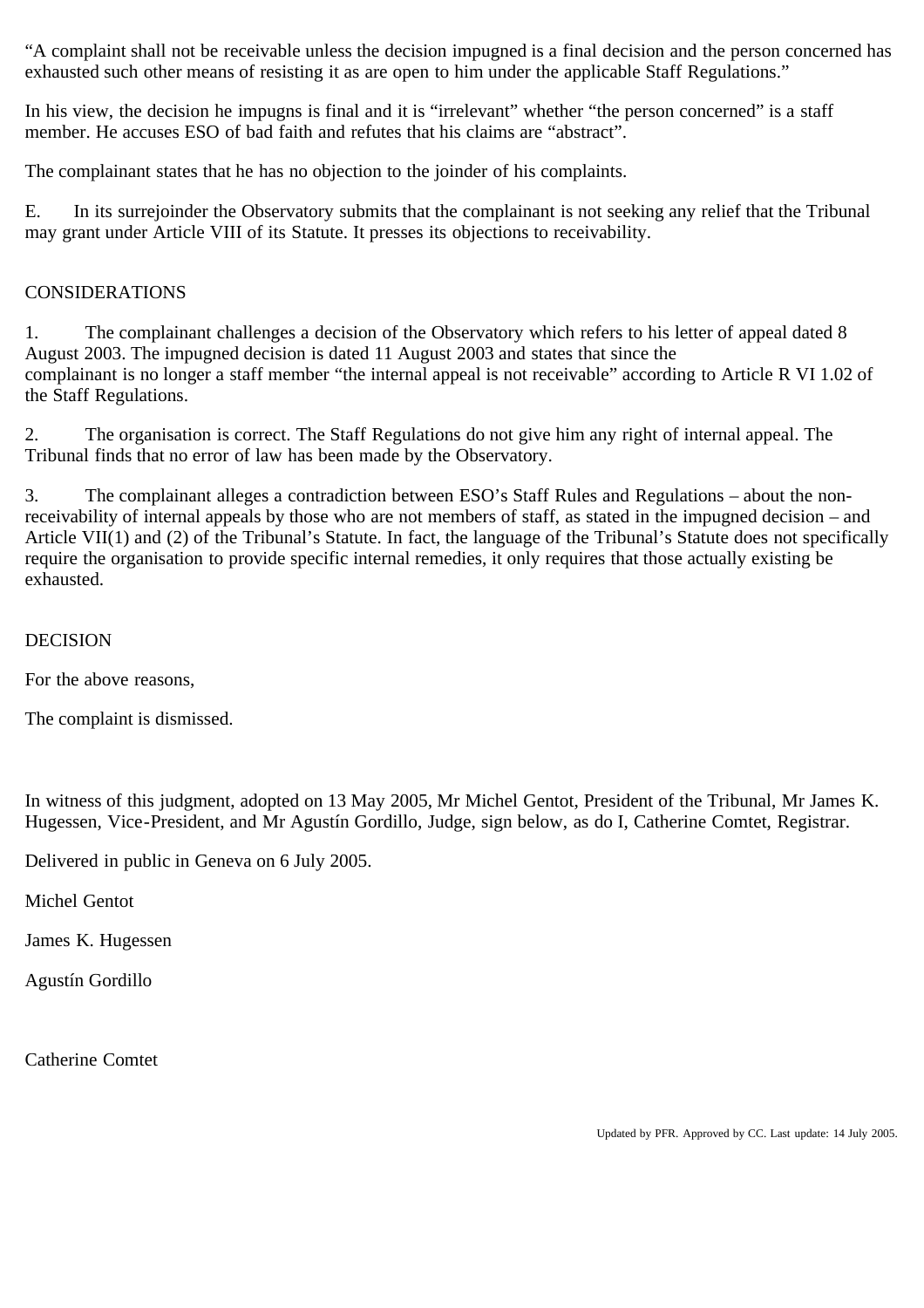"A complaint shall not be receivable unless the decision impugned is a final decision and the person concerned has exhausted such other means of resisting it as are open to him under the applicable Staff Regulations."

In his view, the decision he impugns is final and it is "irrelevant" whether "the person concerned" is a staff member. He accuses ESO of bad faith and refutes that his claims are "abstract".

The complainant states that he has no objection to the joinder of his complaints.

E. In its surrejoinder the Observatory submits that the complainant is not seeking any relief that the Tribunal may grant under Article VIII of its Statute. It presses its objections to receivability.

CONSIDERATIONS

1. The complainant challenges a decision of the Observatory which refers to his letter of appeal dated 8 August 2003. The impugned decision is dated 11 August 2003 and states that since the complainant is no longer a staff member "the internal appeal is not receivable" according to Article R VI 1.02 of the Staff Regulations.

2. The organisation is correct. The Staff Regulations do not give him any right of internal appeal. The Tribunal finds that no error of law has been made by the Observatory.

3. The complainant alleges a contradiction between ESO's Staff Rules and Regulations – about the non-receivability of internal appeals by those who are not members of staff, as stated in the impugned decision – and Article VII(1) and (2) of the Tribunal's Statute. In fact, the language of the Tribunal's Statute does not specifically require the organisation to provide specific internal remedies, it only requires that those actually existing be exhausted.

DECISION

For the above reasons,

The complaint is dismissed.

In witness of this judgment, adopted on 13 May 2005, Mr Michel Gentot, President of the Tribunal, Mr James K. Hugessen, Vice-President, and Mr Agustín Gordillo, Judge, sign below, as do I, Catherine Comtet, Registrar.

Delivered in public in Geneva on 6 July 2005.

Michel Gentot

James K. Hugessen

Agustín Gordillo

Catherine Comtet

Updated by PFR. Approved by CC. Last update: 14 July 2005.